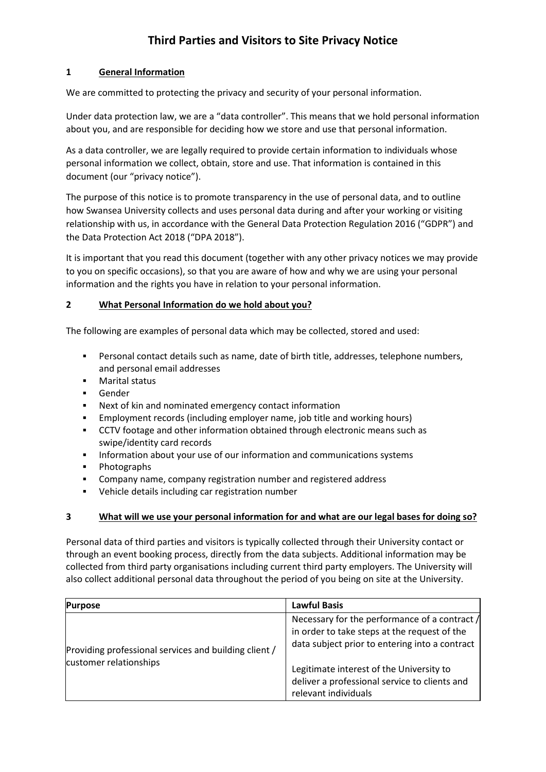# Third Parties and Visitors to Site Privacy Notice

## 1 General Information

We are committed to protecting the privacy and security of your personal information.

Under data protection law, we are a "data controller". This means that we hold personal information about you, and are responsible for deciding how we store and use that personal information.

As a data controller, we are legally required to provide certain information to individuals whose personal information we collect, obtain, store and use. That information is contained in this document (our "privacy notice").

The purpose of this notice is to promote transparency in the use of personal data, and to outline how Swansea University collects and uses personal data during and after your working or visiting relationship with us, in accordance with the General Data Protection Regulation 2016 ("GDPR") and the Data Protection Act 2018 ("DPA 2018").

It is important that you read this document (together with any other privacy notices we may provide to you on specific occasions), so that you are aware of how and why we are using your personal information and the rights you have in relation to your personal information.

## 2 What Personal Information do we hold about you?

The following are examples of personal data which may be collected, stored and used:

- Personal contact details such as name, date of birth title, addresses, telephone numbers, and personal email addresses
- Marital status
- Gender
- Next of kin and nominated emergency contact information
- Employment records (including employer name, job title and working hours)
- CCTV footage and other information obtained through electronic means such as swipe/identity card records
- Information about your use of our information and communications systems
- Photographs
- Company name, company registration number and registered address
- Vehicle details including car registration number

## 3 What will we use your personal information for and what are our legal bases for doing so?

Personal data of third parties and visitors is typically collected through their University contact or through an event booking process, directly from the data subjects. Additional information may be collected from third party organisations including current third party employers. The University will also collect additional personal data throughout the period of you being on site at the University.

| Purpose | Lawful Basis |
|---|---|
| Providing professional services and building client / customer relationships | Necessary for the performance of a contract / in order to take steps at the request of the data subject prior to entering into a contract<br><br>Legitimate interest of the University to deliver a professional service to clients and relevant individuals |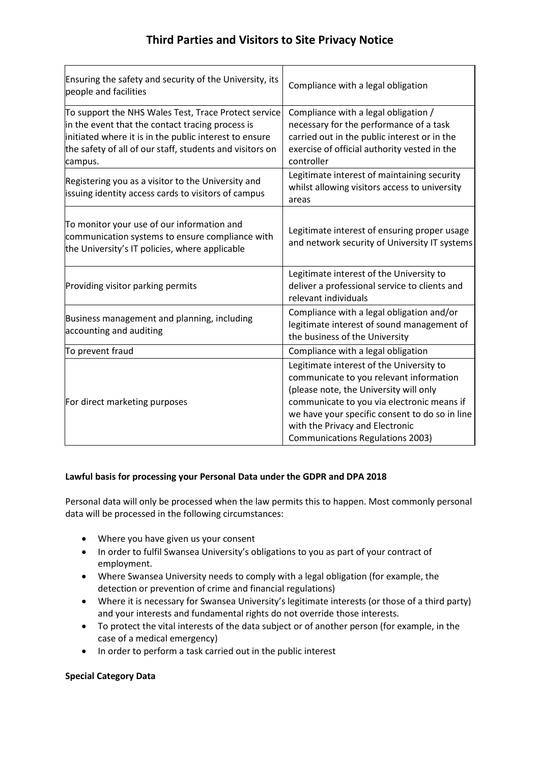| | |
|---|---|
| Ensuring the safety and security of the University, its people and facilities | Compliance with a legal obligation |
| To support the NHS Wales Test, Trace Protect service in the event that the contact tracing process is initiated where it is in the public interest to ensure the safety of all of our staff, students and visitors on campus. | Compliance with a legal obligation / necessary for the performance of a task carried out in the public interest or in the exercise of official authority vested in the controller |
| Registering you as a visitor to the University and issuing identity access cards to visitors of campus | Legitimate interest of maintaining security whilst allowing visitors access to university areas |
| To monitor your use of our information and communication systems to ensure compliance with the University's IT policies, where applicable | Legitimate interest of ensuring proper usage and network security of University IT systems |
| Providing visitor parking permits | Legitimate interest of the University to deliver a professional service to clients and relevant individuals |
| Business management and planning, including accounting and auditing | Compliance with a legal obligation and/or legitimate interest of sound management of the business of the University |
| To prevent fraud | Compliance with a legal obligation |
| For direct marketing purposes | Legitimate interest of the University to communicate to you relevant information (please note, the University will only communicate to you via electronic means if we have your specific consent to do so in line with the Privacy and Electronic Communications Regulations 2003) |

**Lawful basis for processing your Personal Data under the GDPR and DPA 2018**

Personal data will only be processed when the law permits this to happen. Most commonly personal data will be processed in the following circumstances:

- Where you have given us your consent
- In order to fulfil Swansea University's obligations to you as part of your contract of employment.
- Where Swansea University needs to comply with a legal obligation (for example, the detection or prevention of crime and financial regulations)
- Where it is necessary for Swansea University's legitimate interests (or those of a third party) and your interests and fundamental rights do not override those interests.
- To protect the vital interests of the data subject or of another person (for example, in the case of a medical emergency)
- In order to perform a task carried out in the public interest

**Special Category Data**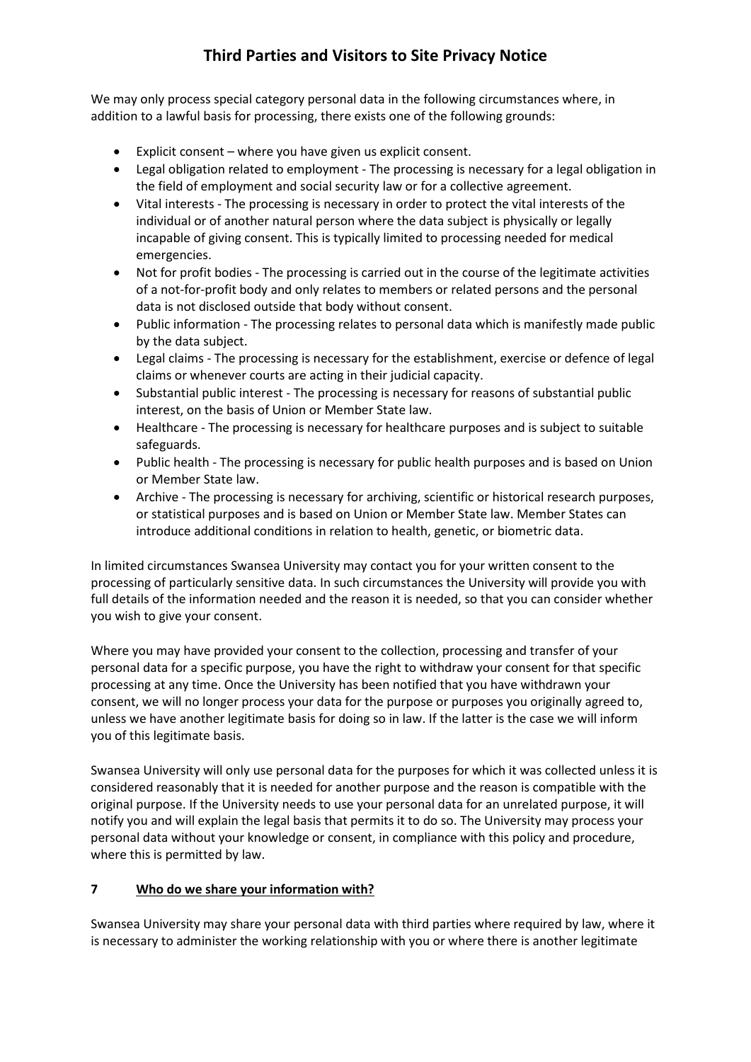We may only process special category personal data in the following circumstances where, in addition to a lawful basis for processing, there exists one of the following grounds:

- Explicit consent – where you have given us explicit consent.
- Legal obligation related to employment - The processing is necessary for a legal obligation in the field of employment and social security law or for a collective agreement.
- Vital interests - The processing is necessary in order to protect the vital interests of the individual or of another natural person where the data subject is physically or legally incapable of giving consent. This is typically limited to processing needed for medical emergencies.
- Not for profit bodies - The processing is carried out in the course of the legitimate activities of a not-for-profit body and only relates to members or related persons and the personal data is not disclosed outside that body without consent.
- Public information - The processing relates to personal data which is manifestly made public by the data subject.
- Legal claims - The processing is necessary for the establishment, exercise or defence of legal claims or whenever courts are acting in their judicial capacity.
- Substantial public interest - The processing is necessary for reasons of substantial public interest, on the basis of Union or Member State law.
- Healthcare - The processing is necessary for healthcare purposes and is subject to suitable safeguards.
- Public health - The processing is necessary for public health purposes and is based on Union or Member State law.
- Archive - The processing is necessary for archiving, scientific or historical research purposes, or statistical purposes and is based on Union or Member State law. Member States can introduce additional conditions in relation to health, genetic, or biometric data.

In limited circumstances Swansea University may contact you for your written consent to the processing of particularly sensitive data. In such circumstances the University will provide you with full details of the information needed and the reason it is needed, so that you can consider whether you wish to give your consent.

Where you may have provided your consent to the collection, processing and transfer of your personal data for a specific purpose, you have the right to withdraw your consent for that specific processing at any time. Once the University has been notified that you have withdrawn your consent, we will no longer process your data for the purpose or purposes you originally agreed to, unless we have another legitimate basis for doing so in law. If the latter is the case we will inform you of this legitimate basis.

Swansea University will only use personal data for the purposes for which it was collected unless it is considered reasonably that it is needed for another purpose and the reason is compatible with the original purpose. If the University needs to use your personal data for an unrelated purpose, it will notify you and will explain the legal basis that permits it to do so. The University may process your personal data without your knowledge or consent, in compliance with this policy and procedure, where this is permitted by law.

## 7 Who do we share your information with?

Swansea University may share your personal data with third parties where required by law, where it is necessary to administer the working relationship with you or where there is another legitimate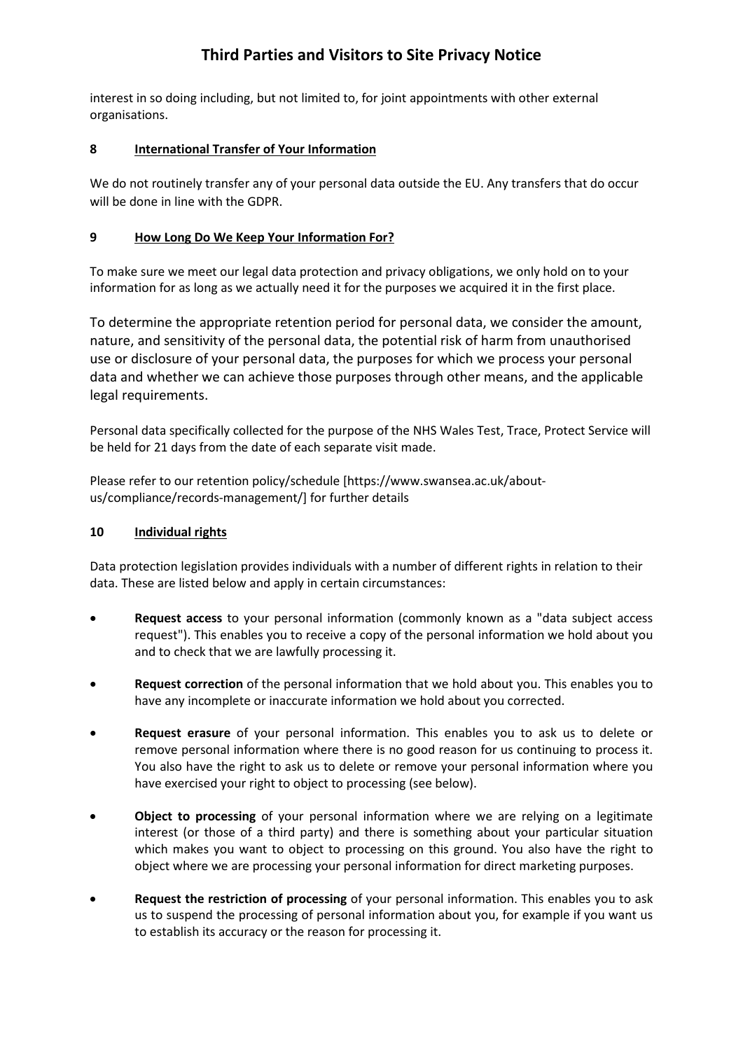interest in so doing including, but not limited to, for joint appointments with other external organisations.

## 8 International Transfer of Your Information

We do not routinely transfer any of your personal data outside the EU. Any transfers that do occur will be done in line with the GDPR.

## 9 How Long Do We Keep Your Information For?

To make sure we meet our legal data protection and privacy obligations, we only hold on to your information for as long as we actually need it for the purposes we acquired it in the first place.

To determine the appropriate retention period for personal data, we consider the amount, nature, and sensitivity of the personal data, the potential risk of harm from unauthorised use or disclosure of your personal data, the purposes for which we process your personal data and whether we can achieve those purposes through other means, and the applicable legal requirements.

Personal data specifically collected for the purpose of the NHS Wales Test, Trace, Protect Service will be held for 21 days from the date of each separate visit made.

Please refer to our retention policy/schedule [https://www.swansea.ac.uk/about-us/compliance/records-management/] for further details

## 10 Individual rights

Data protection legislation provides individuals with a number of different rights in relation to their data. These are listed below and apply in certain circumstances:

- **Request access** to your personal information (commonly known as a "data subject access request"). This enables you to receive a copy of the personal information we hold about you and to check that we are lawfully processing it.
- **Request correction** of the personal information that we hold about you. This enables you to have any incomplete or inaccurate information we hold about you corrected.
- **Request erasure** of your personal information. This enables you to ask us to delete or remove personal information where there is no good reason for us continuing to process it. You also have the right to ask us to delete or remove your personal information where you have exercised your right to object to processing (see below).
- **Object to processing** of your personal information where we are relying on a legitimate interest (or those of a third party) and there is something about your particular situation which makes you want to object to processing on this ground. You also have the right to object where we are processing your personal information for direct marketing purposes.
- **Request the restriction of processing** of your personal information. This enables you to ask us to suspend the processing of personal information about you, for example if you want us to establish its accuracy or the reason for processing it.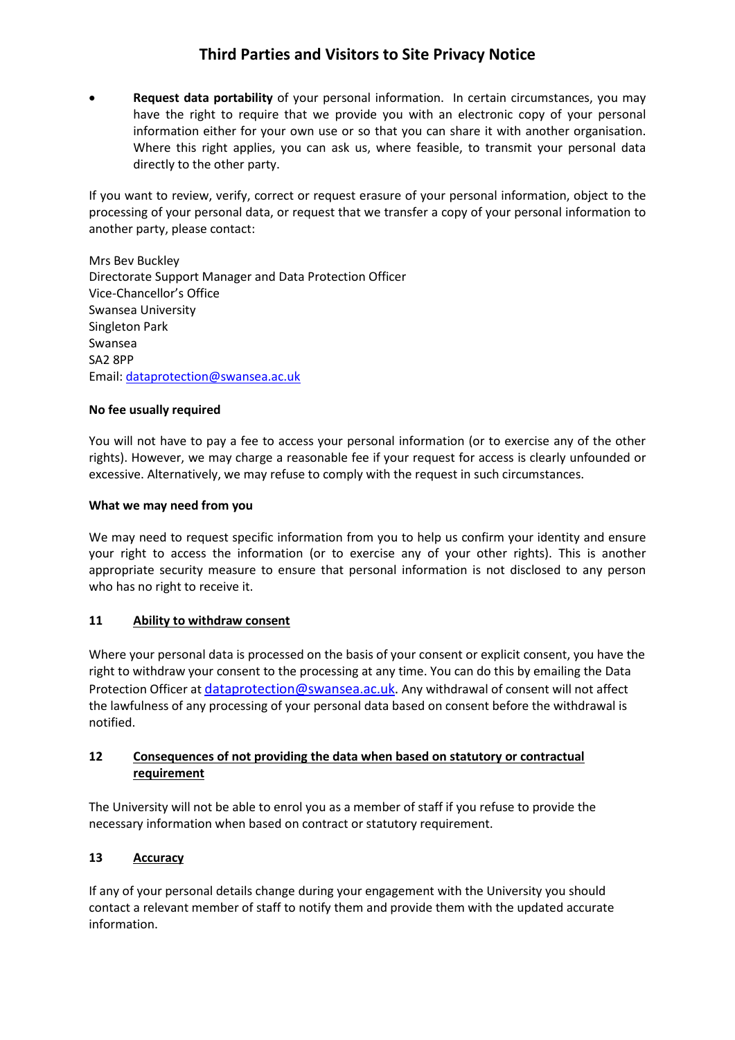- **Request data portability** of your personal information. In certain circumstances, you may have the right to require that we provide you with an electronic copy of your personal information either for your own use or so that you can share it with another organisation. Where this right applies, you can ask us, where feasible, to transmit your personal data directly to the other party.

If you want to review, verify, correct or request erasure of your personal information, object to the processing of your personal data, or request that we transfer a copy of your personal information to another party, please contact:

Mrs Bev Buckley
Directorate Support Manager and Data Protection Officer
Vice-Chancellor's Office
Swansea University
Singleton Park
Swansea
SA2 8PP
Email: dataprotection@swansea.ac.uk

**No fee usually required**

You will not have to pay a fee to access your personal information (or to exercise any of the other rights). However, we may charge a reasonable fee if your request for access is clearly unfounded or excessive. Alternatively, we may refuse to comply with the request in such circumstances.

**What we may need from you**

We may need to request specific information from you to help us confirm your identity and ensure your right to access the information (or to exercise any of your other rights). This is another appropriate security measure to ensure that personal information is not disclosed to any person who has no right to receive it.

## 11 Ability to withdraw consent

Where your personal data is processed on the basis of your consent or explicit consent, you have the right to withdraw your consent to the processing at any time. You can do this by emailing the Data Protection Officer at dataprotection@swansea.ac.uk. Any withdrawal of consent will not affect the lawfulness of any processing of your personal data based on consent before the withdrawal is notified.

## 12 Consequences of not providing the data when based on statutory or contractual requirement

The University will not be able to enrol you as a member of staff if you refuse to provide the necessary information when based on contract or statutory requirement.

## 13 Accuracy

If any of your personal details change during your engagement with the University you should contact a relevant member of staff to notify them and provide them with the updated accurate information.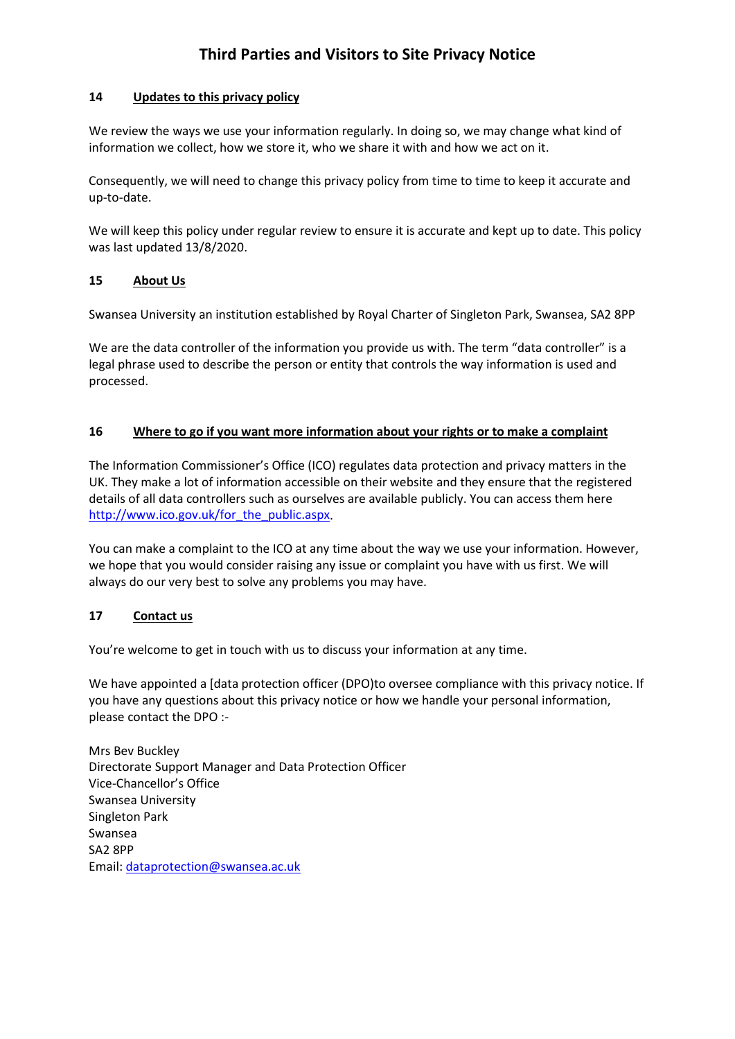## 14 Updates to this privacy policy

We review the ways we use your information regularly. In doing so, we may change what kind of information we collect, how we store it, who we share it with and how we act on it.

Consequently, we will need to change this privacy policy from time to time to keep it accurate and up-to-date.

We will keep this policy under regular review to ensure it is accurate and kept up to date. This policy was last updated 13/8/2020.

## 15 About Us

Swansea University an institution established by Royal Charter of Singleton Park, Swansea, SA2 8PP

We are the data controller of the information you provide us with. The term "data controller" is a legal phrase used to describe the person or entity that controls the way information is used and processed.

## 16 Where to go if you want more information about your rights or to make a complaint

The Information Commissioner's Office (ICO) regulates data protection and privacy matters in the UK. They make a lot of information accessible on their website and they ensure that the registered details of all data controllers such as ourselves are available publicly. You can access them here http://www.ico.gov.uk/for_the_public.aspx.

You can make a complaint to the ICO at any time about the way we use your information. However, we hope that you would consider raising any issue or complaint you have with us first. We will always do our very best to solve any problems you may have.

## 17 Contact us

You're welcome to get in touch with us to discuss your information at any time.

We have appointed a [data protection officer (DPO)to oversee compliance with this privacy notice. If you have any questions about this privacy notice or how we handle your personal information, please contact the DPO :-

Mrs Bev Buckley
Directorate Support Manager and Data Protection Officer
Vice-Chancellor's Office
Swansea University
Singleton Park
Swansea
SA2 8PP
Email: dataprotection@swansea.ac.uk